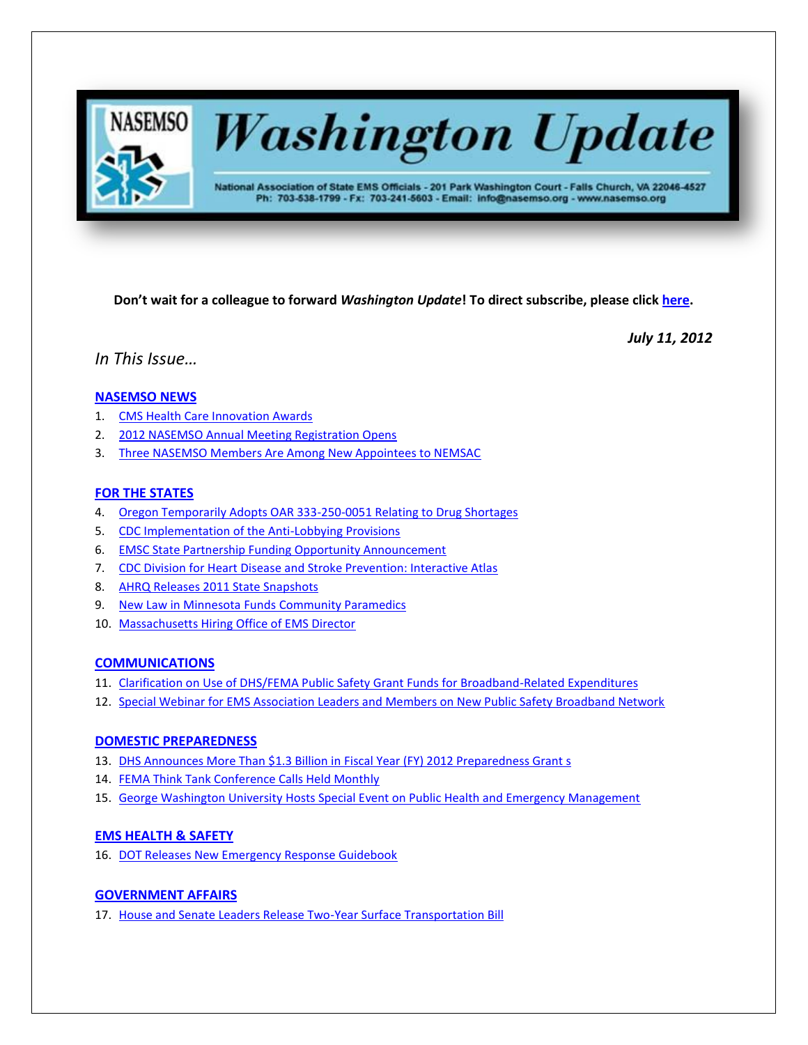# NASEMSO Washington Update

National Association of State EMS Officials - 201 Park Washington Court - Falls Church, VA 22046-4527
Ph: 703-538-1799 - Fx: 703-241-5603 - Email: info@nasemso.org - www.nasemso.org

**Don't wait for a colleague to forward *Washington Update*! To direct subscribe, please click here.**

***July 11, 2012***

*In This Issue…*

**NASEMSO NEWS**

1. CMS Health Care Innovation Awards
2. 2012 NASEMSO Annual Meeting Registration Opens
3. Three NASEMSO Members Are Among New Appointees to NEMSAC

**FOR THE STATES**

4. Oregon Temporarily Adopts OAR 333-250-0051 Relating to Drug Shortages
5. CDC Implementation of the Anti-Lobbying Provisions
6. EMSC State Partnership Funding Opportunity Announcement
7. CDC Division for Heart Disease and Stroke Prevention: Interactive Atlas
8. AHRQ Releases 2011 State Snapshots
9. New Law in Minnesota Funds Community Paramedics
10. Massachusetts Hiring Office of EMS Director

**COMMUNICATIONS**

11. Clarification on Use of DHS/FEMA Public Safety Grant Funds for Broadband-Related Expenditures
12. Special Webinar for EMS Association Leaders and Members on New Public Safety Broadband Network

**DOMESTIC PREPAREDNESS**

13. DHS Announces More Than $1.3 Billion in Fiscal Year (FY) 2012 Preparedness Grant s
14. FEMA Think Tank Conference Calls Held Monthly
15. George Washington University Hosts Special Event on Public Health and Emergency Management

**EMS HEALTH & SAFETY**

16. DOT Releases New Emergency Response Guidebook

**GOVERNMENT AFFAIRS**

17. House and Senate Leaders Release Two-Year Surface Transportation Bill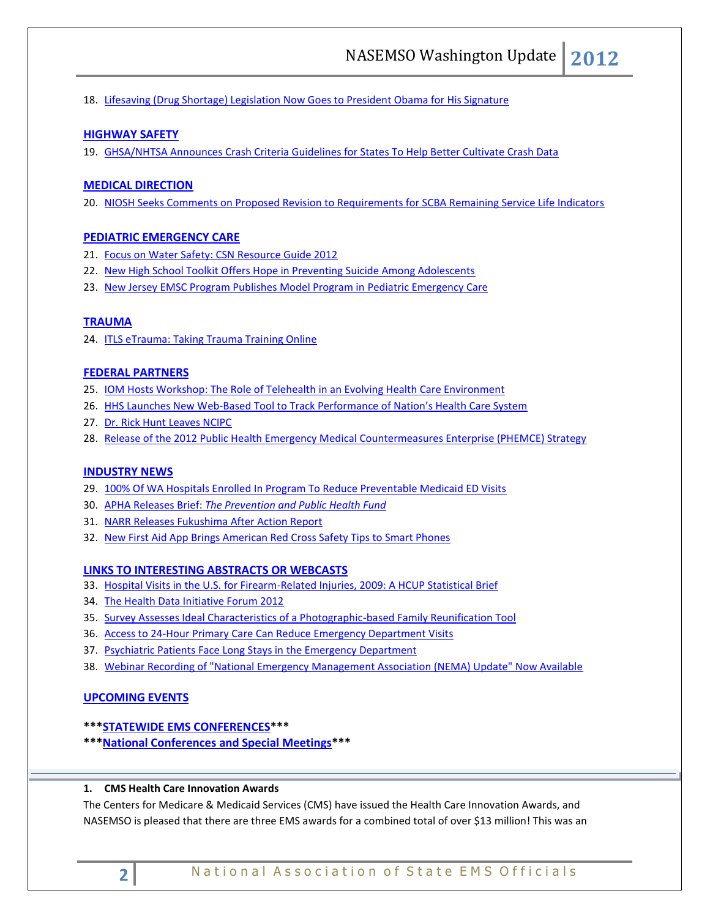18. Lifesaving (Drug Shortage) Legislation Now Goes to President Obama for His Signature

## HIGHWAY SAFETY

19. GHSA/NHTSA Announces Crash Criteria Guidelines for States To Help Better Cultivate Crash Data

## MEDICAL DIRECTION

20. NIOSH Seeks Comments on Proposed Revision to Requirements for SCBA Remaining Service Life Indicators

## PEDIATRIC EMERGENCY CARE

21. Focus on Water Safety: CSN Resource Guide 2012
22. New High School Toolkit Offers Hope in Preventing Suicide Among Adolescents
23. New Jersey EMSC Program Publishes Model Program in Pediatric Emergency Care

## TRAUMA

24. ITLS eTrauma: Taking Trauma Training Online

## FEDERAL PARTNERS

25. IOM Hosts Workshop: The Role of Telehealth in an Evolving Health Care Environment
26. HHS Launches New Web-Based Tool to Track Performance of Nation's Health Care System
27. Dr. Rick Hunt Leaves NCIPC
28. Release of the 2012 Public Health Emergency Medical Countermeasures Enterprise (PHEMCE) Strategy

## INDUSTRY NEWS

29. 100% Of WA Hospitals Enrolled In Program To Reduce Preventable Medicaid ED Visits
30. APHA Releases Brief: *The Prevention and Public Health Fund*
31. NARR Releases Fukushima After Action Report
32. New First Aid App Brings American Red Cross Safety Tips to Smart Phones

## LINKS TO INTERESTING ABSTRACTS OR WEBCASTS

33. Hospital Visits in the U.S. for Firearm-Related Injuries, 2009: A HCUP Statistical Brief
34. The Health Data Initiative Forum 2012
35. Survey Assesses Ideal Characteristics of a Photographic-based Family Reunification Tool
36. Access to 24-Hour Primary Care Can Reduce Emergency Department Visits
37. Psychiatric Patients Face Long Stays in the Emergency Department
38. Webinar Recording of "National Emergency Management Association (NEMA) Update" Now Available

## UPCOMING EVENTS

**\*\*\*STATEWIDE EMS CONFERENCES\*\*\***

**\*\*\*National Conferences and Special Meetings\*\*\***

---

### 1. CMS Health Care Innovation Awards

The Centers for Medicare & Medicaid Services (CMS) have issued the Health Care Innovation Awards, and NASEMSO is pleased that there are three EMS awards for a combined total of over $13 million! This was an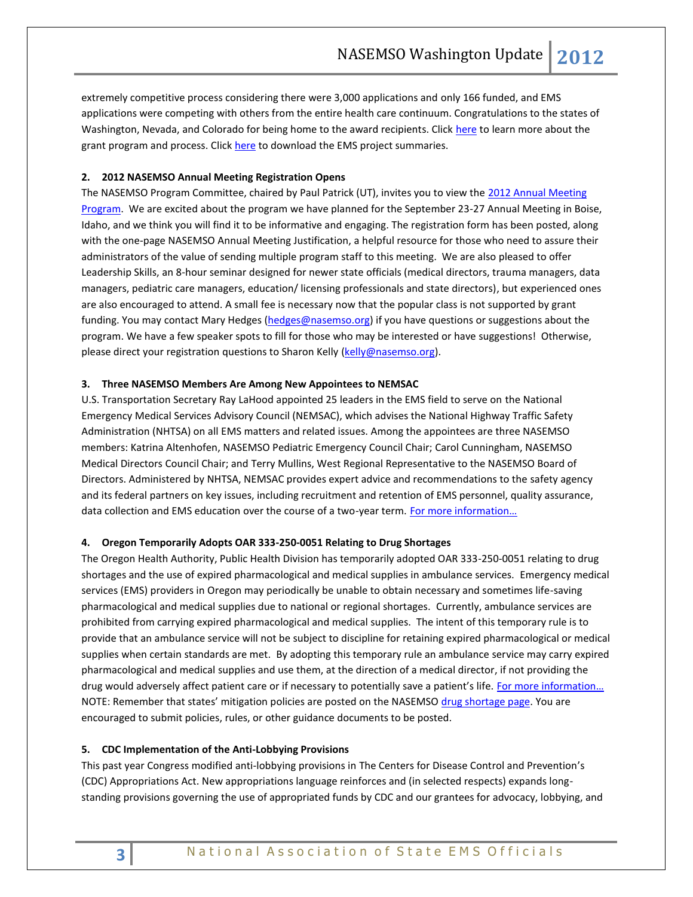extremely competitive process considering there were 3,000 applications and only 166 funded, and EMS applications were competing with others from the entire health care continuum. Congratulations to the states of Washington, Nevada, and Colorado for being home to the award recipients. Click here to learn more about the grant program and process. Click here to download the EMS project summaries.

**2. 2012 NASEMSO Annual Meeting Registration Opens**

The NASEMSO Program Committee, chaired by Paul Patrick (UT), invites you to view the 2012 Annual Meeting Program. We are excited about the program we have planned for the September 23-27 Annual Meeting in Boise, Idaho, and we think you will find it to be informative and engaging. The registration form has been posted, along with the one-page NASEMSO Annual Meeting Justification, a helpful resource for those who need to assure their administrators of the value of sending multiple program staff to this meeting. We are also pleased to offer Leadership Skills, an 8-hour seminar designed for newer state officials (medical directors, trauma managers, data managers, pediatric care managers, education/ licensing professionals and state directors), but experienced ones are also encouraged to attend. A small fee is necessary now that the popular class is not supported by grant funding. You may contact Mary Hedges (hedges@nasemso.org) if you have questions or suggestions about the program. We have a few speaker spots to fill for those who may be interested or have suggestions! Otherwise, please direct your registration questions to Sharon Kelly (kelly@nasemso.org).

**3. Three NASEMSO Members Are Among New Appointees to NEMSAC**

U.S. Transportation Secretary Ray LaHood appointed 25 leaders in the EMS field to serve on the National Emergency Medical Services Advisory Council (NEMSAC), which advises the National Highway Traffic Safety Administration (NHTSA) on all EMS matters and related issues. Among the appointees are three NASEMSO members: Katrina Altenhofen, NASEMSO Pediatric Emergency Council Chair; Carol Cunningham, NASEMSO Medical Directors Council Chair; and Terry Mullins, West Regional Representative to the NASEMSO Board of Directors. Administered by NHTSA, NEMSAC provides expert advice and recommendations to the safety agency and its federal partners on key issues, including recruitment and retention of EMS personnel, quality assurance, data collection and EMS education over the course of a two-year term. For more information…

**4. Oregon Temporarily Adopts OAR 333-250-0051 Relating to Drug Shortages**

The Oregon Health Authority, Public Health Division has temporarily adopted OAR 333-250-0051 relating to drug shortages and the use of expired pharmacological and medical supplies in ambulance services. Emergency medical services (EMS) providers in Oregon may periodically be unable to obtain necessary and sometimes life-saving pharmacological and medical supplies due to national or regional shortages. Currently, ambulance services are prohibited from carrying expired pharmacological and medical supplies. The intent of this temporary rule is to provide that an ambulance service will not be subject to discipline for retaining expired pharmacological or medical supplies when certain standards are met. By adopting this temporary rule an ambulance service may carry expired pharmacological and medical supplies and use them, at the direction of a medical director, if not providing the drug would adversely affect patient care or if necessary to potentially save a patient's life. For more information… NOTE: Remember that states' mitigation policies are posted on the NASEMSO drug shortage page. You are encouraged to submit policies, rules, or other guidance documents to be posted.

**5. CDC Implementation of the Anti-Lobbying Provisions**

This past year Congress modified anti-lobbying provisions in The Centers for Disease Control and Prevention's (CDC) Appropriations Act. New appropriations language reinforces and (in selected respects) expands long-standing provisions governing the use of appropriated funds by CDC and our grantees for advocacy, lobbying, and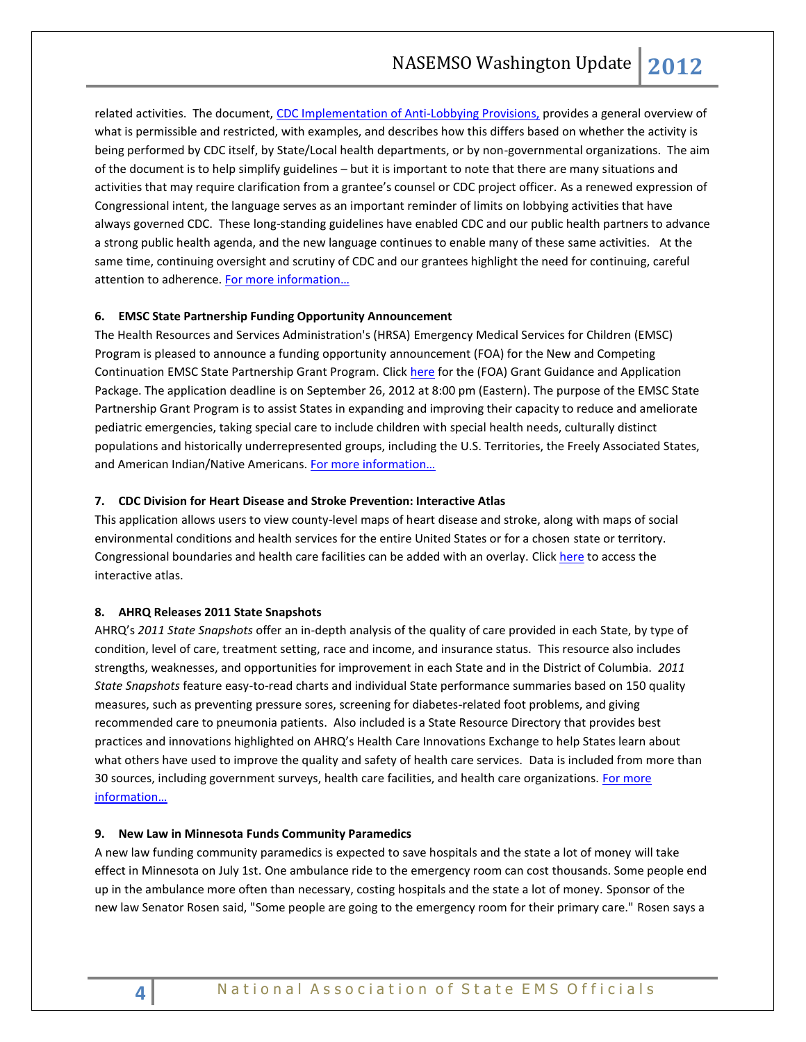related activities. The document, CDC Implementation of Anti-Lobbying Provisions, provides a general overview of what is permissible and restricted, with examples, and describes how this differs based on whether the activity is being performed by CDC itself, by State/Local health departments, or by non-governmental organizations. The aim of the document is to help simplify guidelines – but it is important to note that there are many situations and activities that may require clarification from a grantee's counsel or CDC project officer. As a renewed expression of Congressional intent, the language serves as an important reminder of limits on lobbying activities that have always governed CDC. These long-standing guidelines have enabled CDC and our public health partners to advance a strong public health agenda, and the new language continues to enable many of these same activities. At the same time, continuing oversight and scrutiny of CDC and our grantees highlight the need for continuing, careful attention to adherence. For more information…

**6. EMSC State Partnership Funding Opportunity Announcement**

The Health Resources and Services Administration's (HRSA) Emergency Medical Services for Children (EMSC) Program is pleased to announce a funding opportunity announcement (FOA) for the New and Competing Continuation EMSC State Partnership Grant Program. Click here for the (FOA) Grant Guidance and Application Package. The application deadline is on September 26, 2012 at 8:00 pm (Eastern). The purpose of the EMSC State Partnership Grant Program is to assist States in expanding and improving their capacity to reduce and ameliorate pediatric emergencies, taking special care to include children with special health needs, culturally distinct populations and historically underrepresented groups, including the U.S. Territories, the Freely Associated States, and American Indian/Native Americans. For more information…

**7. CDC Division for Heart Disease and Stroke Prevention: Interactive Atlas**

This application allows users to view county-level maps of heart disease and stroke, along with maps of social environmental conditions and health services for the entire United States or for a chosen state or territory. Congressional boundaries and health care facilities can be added with an overlay. Click here to access the interactive atlas.

**8. AHRQ Releases 2011 State Snapshots**

AHRQ's *2011 State Snapshots* offer an in-depth analysis of the quality of care provided in each State, by type of condition, level of care, treatment setting, race and income, and insurance status. This resource also includes strengths, weaknesses, and opportunities for improvement in each State and in the District of Columbia. *2011 State Snapshots* feature easy-to-read charts and individual State performance summaries based on 150 quality measures, such as preventing pressure sores, screening for diabetes-related foot problems, and giving recommended care to pneumonia patients. Also included is a State Resource Directory that provides best practices and innovations highlighted on AHRQ's Health Care Innovations Exchange to help States learn about what others have used to improve the quality and safety of health care services. Data is included from more than 30 sources, including government surveys, health care facilities, and health care organizations. For more information…

**9. New Law in Minnesota Funds Community Paramedics**

A new law funding community paramedics is expected to save hospitals and the state a lot of money will take effect in Minnesota on July 1st. One ambulance ride to the emergency room can cost thousands. Some people end up in the ambulance more often than necessary, costing hospitals and the state a lot of money. Sponsor of the new law Senator Rosen said, "Some people are going to the emergency room for their primary care." Rosen says a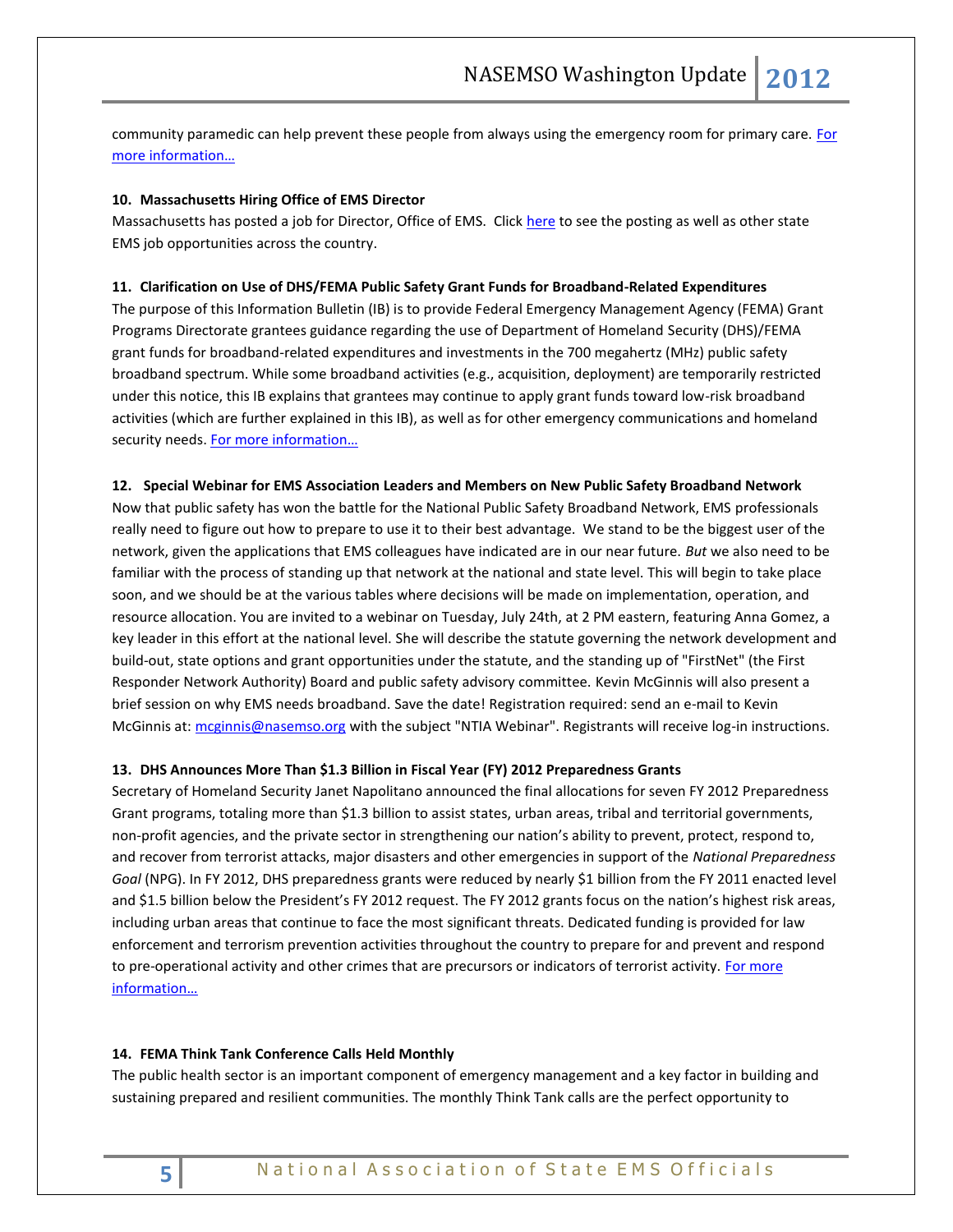community paramedic can help prevent these people from always using the emergency room for primary care. [For more information…]

**10. Massachusetts Hiring Office of EMS Director**

Massachusetts has posted a job for Director, Office of EMS. Click [here] to see the posting as well as other state EMS job opportunities across the country.

**11. Clarification on Use of DHS/FEMA Public Safety Grant Funds for Broadband-Related Expenditures**

The purpose of this Information Bulletin (IB) is to provide Federal Emergency Management Agency (FEMA) Grant Programs Directorate grantees guidance regarding the use of Department of Homeland Security (DHS)/FEMA grant funds for broadband-related expenditures and investments in the 700 megahertz (MHz) public safety broadband spectrum. While some broadband activities (e.g., acquisition, deployment) are temporarily restricted under this notice, this IB explains that grantees may continue to apply grant funds toward low-risk broadband activities (which are further explained in this IB), as well as for other emergency communications and homeland security needs. [For more information…]

**12. Special Webinar for EMS Association Leaders and Members on New Public Safety Broadband Network**

Now that public safety has won the battle for the National Public Safety Broadband Network, EMS professionals really need to figure out how to prepare to use it to their best advantage. We stand to be the biggest user of the network, given the applications that EMS colleagues have indicated are in our near future. *But* we also need to be familiar with the process of standing up that network at the national and state level. This will begin to take place soon, and we should be at the various tables where decisions will be made on implementation, operation, and resource allocation. You are invited to a webinar on Tuesday, July 24th, at 2 PM eastern, featuring Anna Gomez, a key leader in this effort at the national level. She will describe the statute governing the network development and build-out, state options and grant opportunities under the statute, and the standing up of "FirstNet" (the First Responder Network Authority) Board and public safety advisory committee. Kevin McGinnis will also present a brief session on why EMS needs broadband. Save the date! Registration required: send an e-mail to Kevin McGinnis at: mcginnis@nasemso.org with the subject "NTIA Webinar". Registrants will receive log-in instructions.

**13. DHS Announces More Than $1.3 Billion in Fiscal Year (FY) 2012 Preparedness Grants**

Secretary of Homeland Security Janet Napolitano announced the final allocations for seven FY 2012 Preparedness Grant programs, totaling more than $1.3 billion to assist states, urban areas, tribal and territorial governments, non-profit agencies, and the private sector in strengthening our nation's ability to prevent, protect, respond to, and recover from terrorist attacks, major disasters and other emergencies in support of the *National Preparedness Goal* (NPG). In FY 2012, DHS preparedness grants were reduced by nearly $1 billion from the FY 2011 enacted level and $1.5 billion below the President's FY 2012 request. The FY 2012 grants focus on the nation's highest risk areas, including urban areas that continue to face the most significant threats. Dedicated funding is provided for law enforcement and terrorism prevention activities throughout the country to prepare for and prevent and respond to pre-operational activity and other crimes that are precursors or indicators of terrorist activity. [For more information…]

**14. FEMA Think Tank Conference Calls Held Monthly**

The public health sector is an important component of emergency management and a key factor in building and sustaining prepared and resilient communities. The monthly Think Tank calls are the perfect opportunity to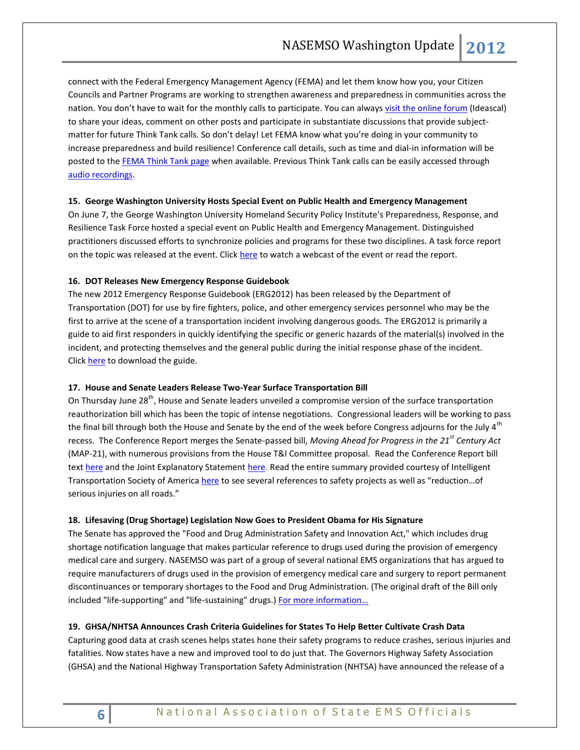connect with the Federal Emergency Management Agency (FEMA) and let them know how you, your Citizen Councils and Partner Programs are working to strengthen awareness and preparedness in communities across the nation. You don't have to wait for the monthly calls to participate. You can always visit the online forum (Ideascal) to share your ideas, comment on other posts and participate in substantiate discussions that provide subject-matter for future Think Tank calls. So don't delay! Let FEMA know what you're doing in your community to increase preparedness and build resilience! Conference call details, such as time and dial-in information will be posted to the FEMA Think Tank page when available. Previous Think Tank calls can be easily accessed through audio recordings.

**15. George Washington University Hosts Special Event on Public Health and Emergency Management**

On June 7, the George Washington University Homeland Security Policy Institute's Preparedness, Response, and Resilience Task Force hosted a special event on Public Health and Emergency Management. Distinguished practitioners discussed efforts to synchronize policies and programs for these two disciplines. A task force report on the topic was released at the event. Click here to watch a webcast of the event or read the report.

**16. DOT Releases New Emergency Response Guidebook**

The new 2012 Emergency Response Guidebook (ERG2012) has been released by the Department of Transportation (DOT) for use by fire fighters, police, and other emergency services personnel who may be the first to arrive at the scene of a transportation incident involving dangerous goods. The ERG2012 is primarily a guide to aid first responders in quickly identifying the specific or generic hazards of the material(s) involved in the incident, and protecting themselves and the general public during the initial response phase of the incident. Click here to download the guide.

**17. House and Senate Leaders Release Two-Year Surface Transportation Bill**

On Thursday June 28th, House and Senate leaders unveiled a compromise version of the surface transportation reauthorization bill which has been the topic of intense negotiations. Congressional leaders will be working to pass the final bill through both the House and Senate by the end of the week before Congress adjourns for the July 4th recess. The Conference Report merges the Senate-passed bill, *Moving Ahead for Progress in the 21st Century Act* (MAP-21), with numerous provisions from the House T&I Committee proposal. Read the Conference Report bill text here and the Joint Explanatory Statement here. Read the entire summary provided courtesy of Intelligent Transportation Society of America here to see several references to safety projects as well as "reduction…of serious injuries on all roads."

**18. Lifesaving (Drug Shortage) Legislation Now Goes to President Obama for His Signature**

The Senate has approved the "Food and Drug Administration Safety and Innovation Act," which includes drug shortage notification language that makes particular reference to drugs used during the provision of emergency medical care and surgery. NASEMSO was part of a group of several national EMS organizations that has argued to require manufacturers of drugs used in the provision of emergency medical care and surgery to report permanent discontinuances or temporary shortages to the Food and Drug Administration. (The original draft of the Bill only included "life-supporting" and "life-sustaining" drugs.) For more information…

**19. GHSA/NHTSA Announces Crash Criteria Guidelines for States To Help Better Cultivate Crash Data**

Capturing good data at crash scenes helps states hone their safety programs to reduce crashes, serious injuries and fatalities. Now states have a new and improved tool to do just that. The Governors Highway Safety Association (GHSA) and the National Highway Transportation Safety Administration (NHTSA) have announced the release of a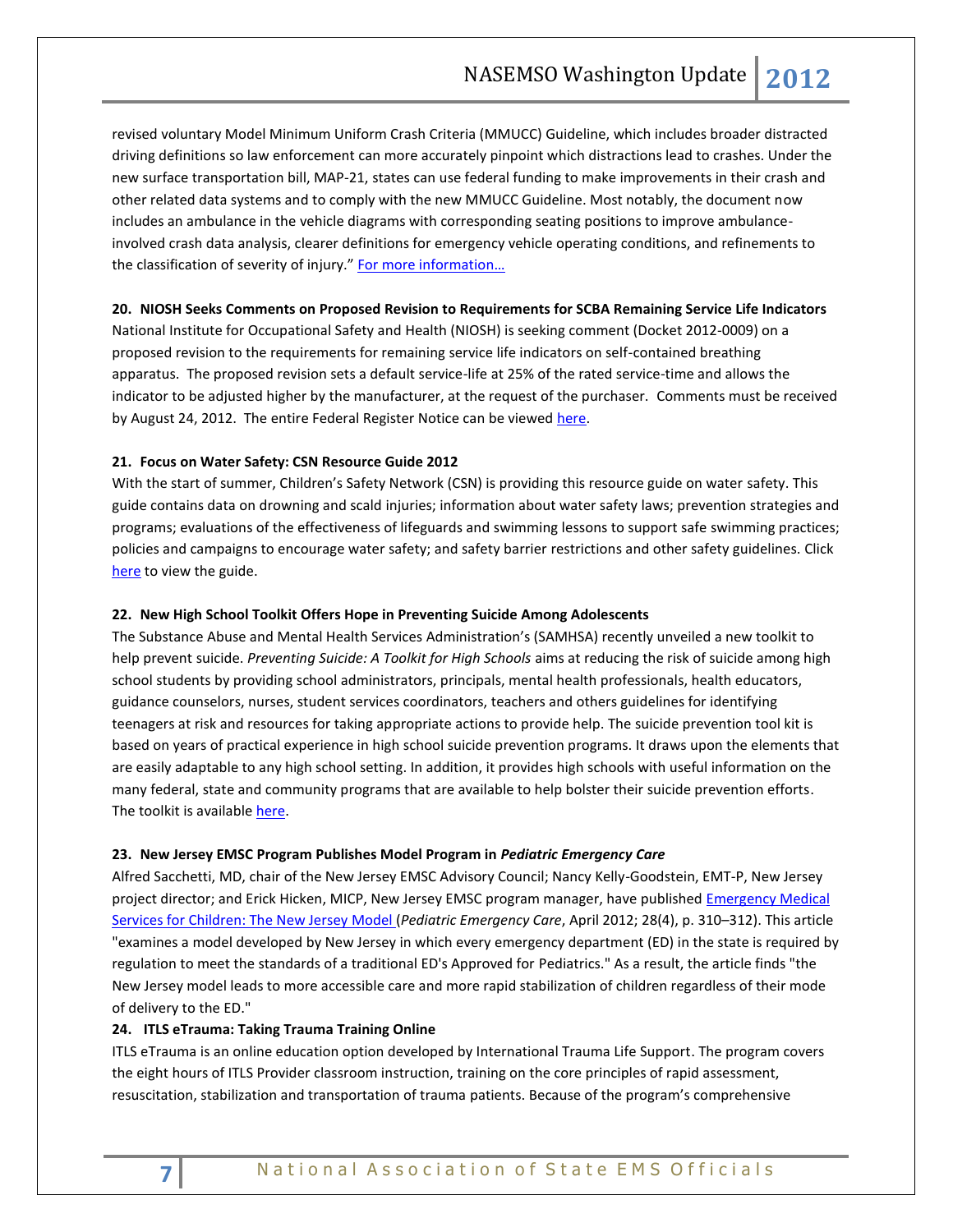revised voluntary Model Minimum Uniform Crash Criteria (MMUCC) Guideline, which includes broader distracted driving definitions so law enforcement can more accurately pinpoint which distractions lead to crashes. Under the new surface transportation bill, MAP-21, states can use federal funding to make improvements in their crash and other related data systems and to comply with the new MMUCC Guideline. Most notably, the document now includes an ambulance in the vehicle diagrams with corresponding seating positions to improve ambulance-involved crash data analysis, clearer definitions for emergency vehicle operating conditions, and refinements to the classification of severity of injury." For more information…

**20. NIOSH Seeks Comments on Proposed Revision to Requirements for SCBA Remaining Service Life Indicators**

National Institute for Occupational Safety and Health (NIOSH) is seeking comment (Docket 2012-0009) on a proposed revision to the requirements for remaining service life indicators on self-contained breathing apparatus. The proposed revision sets a default service-life at 25% of the rated service-time and allows the indicator to be adjusted higher by the manufacturer, at the request of the purchaser. Comments must be received by August 24, 2012. The entire Federal Register Notice can be viewed here.

**21. Focus on Water Safety: CSN Resource Guide 2012**

With the start of summer, Children's Safety Network (CSN) is providing this resource guide on water safety. This guide contains data on drowning and scald injuries; information about water safety laws; prevention strategies and programs; evaluations of the effectiveness of lifeguards and swimming lessons to support safe swimming practices; policies and campaigns to encourage water safety; and safety barrier restrictions and other safety guidelines. Click here to view the guide.

**22. New High School Toolkit Offers Hope in Preventing Suicide Among Adolescents**

The Substance Abuse and Mental Health Services Administration's (SAMHSA) recently unveiled a new toolkit to help prevent suicide. *Preventing Suicide: A Toolkit for High Schools* aims at reducing the risk of suicide among high school students by providing school administrators, principals, mental health professionals, health educators, guidance counselors, nurses, student services coordinators, teachers and others guidelines for identifying teenagers at risk and resources for taking appropriate actions to provide help. The suicide prevention tool kit is based on years of practical experience in high school suicide prevention programs. It draws upon the elements that are easily adaptable to any high school setting. In addition, it provides high schools with useful information on the many federal, state and community programs that are available to help bolster their suicide prevention efforts. The toolkit is available here.

**23. New Jersey EMSC Program Publishes Model Program in *Pediatric Emergency Care***

Alfred Sacchetti, MD, chair of the New Jersey EMSC Advisory Council; Nancy Kelly-Goodstein, EMT-P, New Jersey project director; and Erick Hicken, MICP, New Jersey EMSC program manager, have published Emergency Medical Services for Children: The New Jersey Model (*Pediatric Emergency Care*, April 2012; 28(4), p. 310–312). This article "examines a model developed by New Jersey in which every emergency department (ED) in the state is required by regulation to meet the standards of a traditional ED's Approved for Pediatrics." As a result, the article finds "the New Jersey model leads to more accessible care and more rapid stabilization of children regardless of their mode of delivery to the ED."

**24. ITLS eTrauma: Taking Trauma Training Online**

ITLS eTrauma is an online education option developed by International Trauma Life Support. The program covers the eight hours of ITLS Provider classroom instruction, training on the core principles of rapid assessment, resuscitation, stabilization and transportation of trauma patients. Because of the program's comprehensive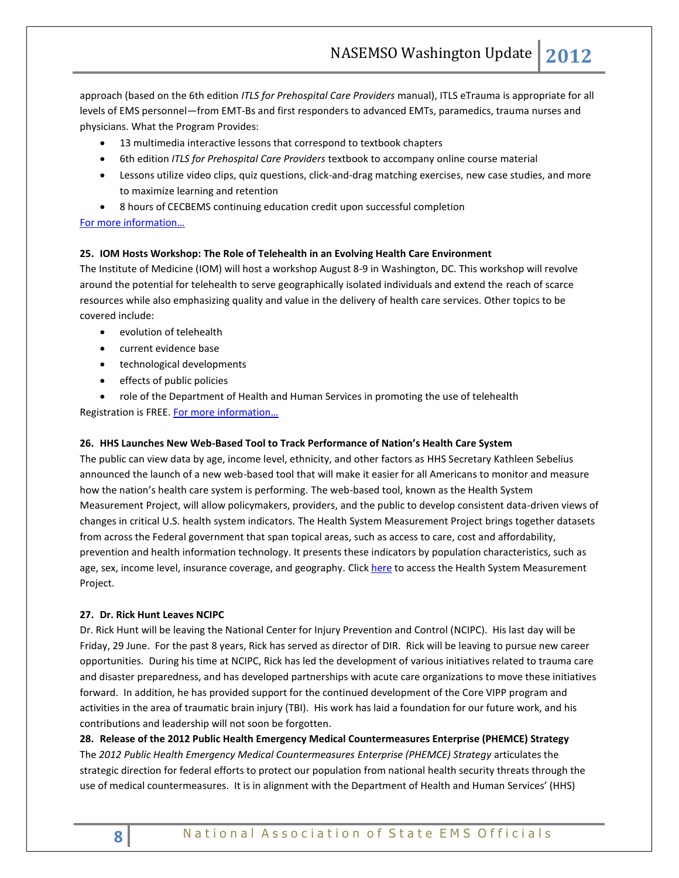approach (based on the 6th edition *ITLS for Prehospital Care Providers* manual), ITLS eTrauma is appropriate for all levels of EMS personnel—from EMT-Bs and first responders to advanced EMTs, paramedics, trauma nurses and physicians. What the Program Provides:

- 13 multimedia interactive lessons that correspond to textbook chapters
- 6th edition *ITLS for Prehospital Care Providers* textbook to accompany online course material
- Lessons utilize video clips, quiz questions, click-and-drag matching exercises, new case studies, and more to maximize learning and retention
- 8 hours of CECBEMS continuing education credit upon successful completion

For more information…

**25. IOM Hosts Workshop: The Role of Telehealth in an Evolving Health Care Environment**

The Institute of Medicine (IOM) will host a workshop August 8-9 in Washington, DC. This workshop will revolve around the potential for telehealth to serve geographically isolated individuals and extend the reach of scarce resources while also emphasizing quality and value in the delivery of health care services. Other topics to be covered include:

- evolution of telehealth
- current evidence base
- technological developments
- effects of public policies
- role of the Department of Health and Human Services in promoting the use of telehealth

Registration is FREE. For more information…

**26. HHS Launches New Web-Based Tool to Track Performance of Nation's Health Care System**

The public can view data by age, income level, ethnicity, and other factors as HHS Secretary Kathleen Sebelius announced the launch of a new web-based tool that will make it easier for all Americans to monitor and measure how the nation's health care system is performing. The web-based tool, known as the Health System Measurement Project, will allow policymakers, providers, and the public to develop consistent data-driven views of changes in critical U.S. health system indicators. The Health System Measurement Project brings together datasets from across the Federal government that span topical areas, such as access to care, cost and affordability, prevention and health information technology. It presents these indicators by population characteristics, such as age, sex, income level, insurance coverage, and geography. Click here to access the Health System Measurement Project.

**27. Dr. Rick Hunt Leaves NCIPC**

Dr. Rick Hunt will be leaving the National Center for Injury Prevention and Control (NCIPC). His last day will be Friday, 29 June. For the past 8 years, Rick has served as director of DIR. Rick will be leaving to pursue new career opportunities. During his time at NCIPC, Rick has led the development of various initiatives related to trauma care and disaster preparedness, and has developed partnerships with acute care organizations to move these initiatives forward. In addition, he has provided support for the continued development of the Core VIPP program and activities in the area of traumatic brain injury (TBI). His work has laid a foundation for our future work, and his contributions and leadership will not soon be forgotten.

**28. Release of the 2012 Public Health Emergency Medical Countermeasures Enterprise (PHEMCE) Strategy**

The *2012 Public Health Emergency Medical Countermeasures Enterprise (PHEMCE) Strategy* articulates the strategic direction for federal efforts to protect our population from national health security threats through the use of medical countermeasures. It is in alignment with the Department of Health and Human Services' (HHS)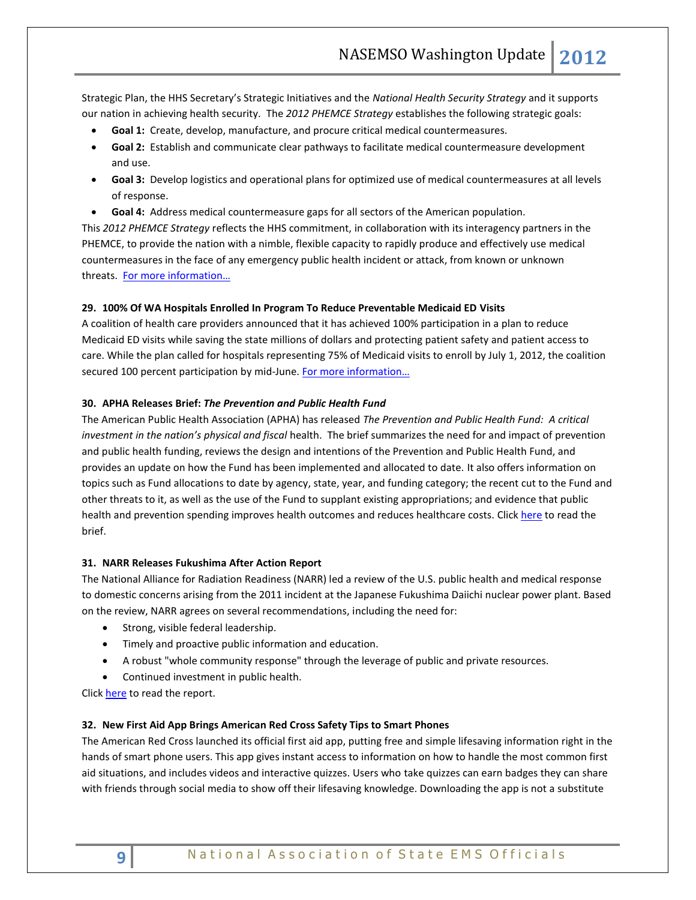Strategic Plan, the HHS Secretary's Strategic Initiatives and the *National Health Security Strategy* and it supports our nation in achieving health security. The *2012 PHEMCE Strategy* establishes the following strategic goals:

- **Goal 1:** Create, develop, manufacture, and procure critical medical countermeasures.
- **Goal 2:** Establish and communicate clear pathways to facilitate medical countermeasure development and use.
- **Goal 3:** Develop logistics and operational plans for optimized use of medical countermeasures at all levels of response.
- **Goal 4:** Address medical countermeasure gaps for all sectors of the American population.

This *2012 PHEMCE Strategy* reflects the HHS commitment, in collaboration with its interagency partners in the PHEMCE, to provide the nation with a nimble, flexible capacity to rapidly produce and effectively use medical countermeasures in the face of any emergency public health incident or attack, from known or unknown threats. For more information…

### 29. 100% Of WA Hospitals Enrolled In Program To Reduce Preventable Medicaid ED Visits

A coalition of health care providers announced that it has achieved 100% participation in a plan to reduce Medicaid ED visits while saving the state millions of dollars and protecting patient safety and patient access to care. While the plan called for hospitals representing 75% of Medicaid visits to enroll by July 1, 2012, the coalition secured 100 percent participation by mid-June. For more information…

### 30. APHA Releases Brief: *The Prevention and Public Health Fund*

The American Public Health Association (APHA) has released *The Prevention and Public Health Fund: A critical investment in the nation's physical and fiscal* health. The brief summarizes the need for and impact of prevention and public health funding, reviews the design and intentions of the Prevention and Public Health Fund, and provides an update on how the Fund has been implemented and allocated to date. It also offers information on topics such as Fund allocations to date by agency, state, year, and funding category; the recent cut to the Fund and other threats to it, as well as the use of the Fund to supplant existing appropriations; and evidence that public health and prevention spending improves health outcomes and reduces healthcare costs. Click here to read the brief.

### 31. NARR Releases Fukushima After Action Report

The National Alliance for Radiation Readiness (NARR) led a review of the U.S. public health and medical response to domestic concerns arising from the 2011 incident at the Japanese Fukushima Daiichi nuclear power plant. Based on the review, NARR agrees on several recommendations, including the need for:

- Strong, visible federal leadership.
- Timely and proactive public information and education.
- A robust "whole community response" through the leverage of public and private resources.
- Continued investment in public health.

Click here to read the report.

### 32. New First Aid App Brings American Red Cross Safety Tips to Smart Phones

The American Red Cross launched its official first aid app, putting free and simple lifesaving information right in the hands of smart phone users. This app gives instant access to information on how to handle the most common first aid situations, and includes videos and interactive quizzes. Users who take quizzes can earn badges they can share with friends through social media to show off their lifesaving knowledge. Downloading the app is not a substitute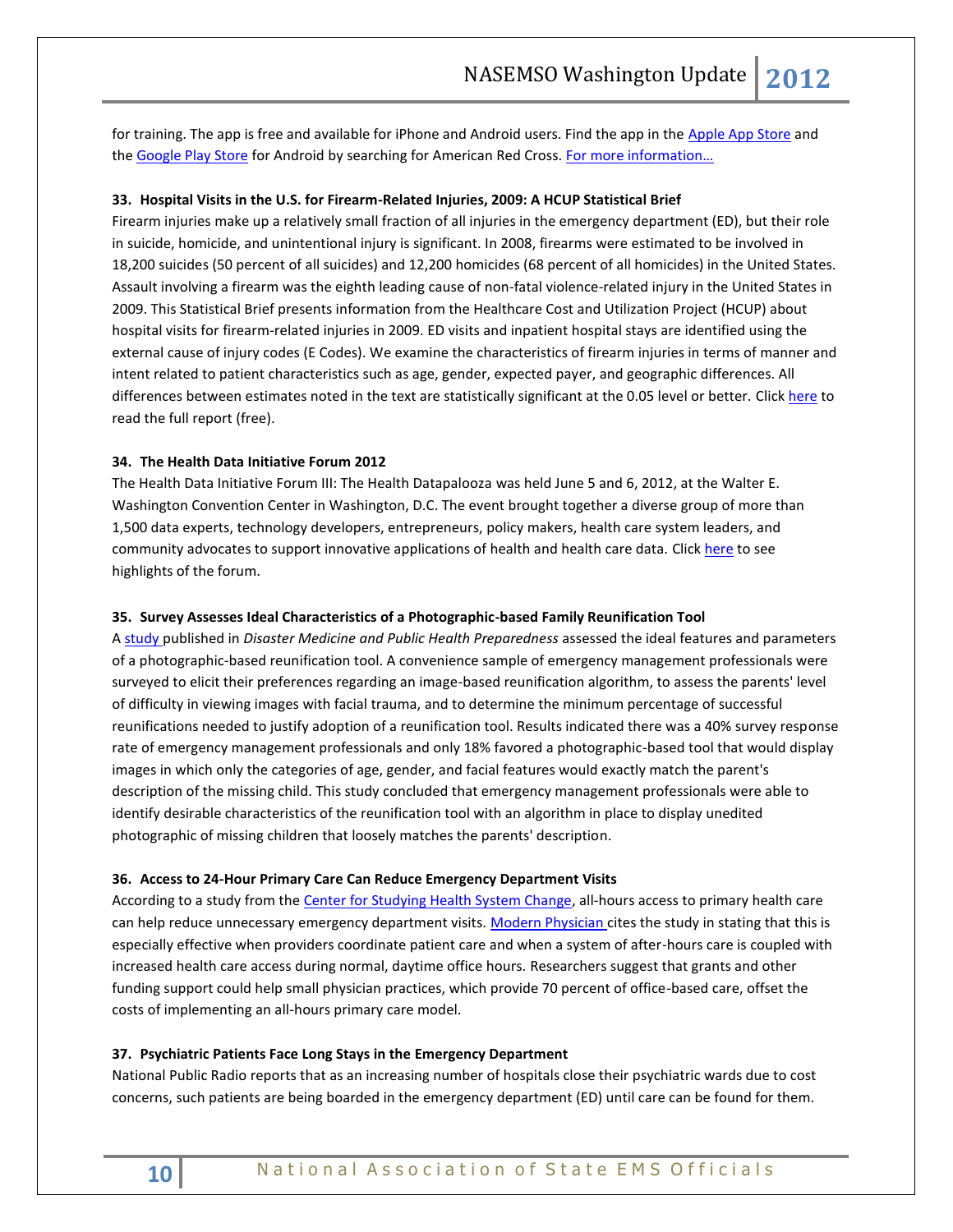for training. The app is free and available for iPhone and Android users. Find the app in the Apple App Store and the Google Play Store for Android by searching for American Red Cross. For more information…

**33. Hospital Visits in the U.S. for Firearm-Related Injuries, 2009: A HCUP Statistical Brief**

Firearm injuries make up a relatively small fraction of all injuries in the emergency department (ED), but their role in suicide, homicide, and unintentional injury is significant. In 2008, firearms were estimated to be involved in 18,200 suicides (50 percent of all suicides) and 12,200 homicides (68 percent of all homicides) in the United States. Assault involving a firearm was the eighth leading cause of non-fatal violence-related injury in the United States in 2009. This Statistical Brief presents information from the Healthcare Cost and Utilization Project (HCUP) about hospital visits for firearm-related injuries in 2009. ED visits and inpatient hospital stays are identified using the external cause of injury codes (E Codes). We examine the characteristics of firearm injuries in terms of manner and intent related to patient characteristics such as age, gender, expected payer, and geographic differences. All differences between estimates noted in the text are statistically significant at the 0.05 level or better. Click here to read the full report (free).

**34. The Health Data Initiative Forum 2012**

The Health Data Initiative Forum III: The Health Datapalooza was held June 5 and 6, 2012, at the Walter E. Washington Convention Center in Washington, D.C. The event brought together a diverse group of more than 1,500 data experts, technology developers, entrepreneurs, policy makers, health care system leaders, and community advocates to support innovative applications of health and health care data. Click here to see highlights of the forum.

**35. Survey Assesses Ideal Characteristics of a Photographic-based Family Reunification Tool**

A study published in *Disaster Medicine and Public Health Preparedness* assessed the ideal features and parameters of a photographic-based reunification tool. A convenience sample of emergency management professionals were surveyed to elicit their preferences regarding an image-based reunification algorithm, to assess the parents' level of difficulty in viewing images with facial trauma, and to determine the minimum percentage of successful reunifications needed to justify adoption of a reunification tool. Results indicated there was a 40% survey response rate of emergency management professionals and only 18% favored a photographic-based tool that would display images in which only the categories of age, gender, and facial features would exactly match the parent's description of the missing child. This study concluded that emergency management professionals were able to identify desirable characteristics of the reunification tool with an algorithm in place to display unedited photographic of missing children that loosely matches the parents' description.

**36. Access to 24-Hour Primary Care Can Reduce Emergency Department Visits**

According to a study from the Center for Studying Health System Change, all-hours access to primary health care can help reduce unnecessary emergency department visits. Modern Physician cites the study in stating that this is especially effective when providers coordinate patient care and when a system of after-hours care is coupled with increased health care access during normal, daytime office hours. Researchers suggest that grants and other funding support could help small physician practices, which provide 70 percent of office-based care, offset the costs of implementing an all-hours primary care model.

**37. Psychiatric Patients Face Long Stays in the Emergency Department**

National Public Radio reports that as an increasing number of hospitals close their psychiatric wards due to cost concerns, such patients are being boarded in the emergency department (ED) until care can be found for them.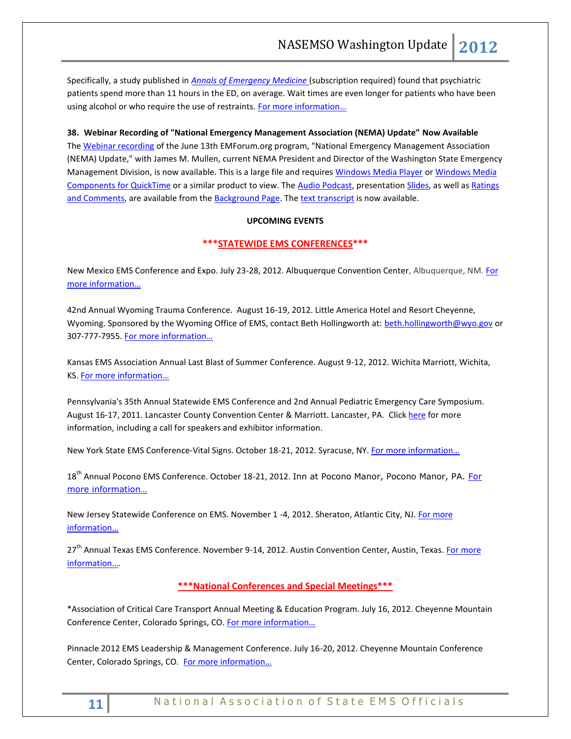Specifically, a study published in *Annals of Emergency Medicine* (subscription required) found that psychiatric patients spend more than 11 hours in the ED, on average. Wait times are even longer for patients who have been using alcohol or who require the use of restraints. For more information…

**38. Webinar Recording of "National Emergency Management Association (NEMA) Update" Now Available**

The Webinar recording of the June 13th EMForum.org program, "National Emergency Management Association (NEMA) Update," with James M. Mullen, current NEMA President and Director of the Washington State Emergency Management Division, is now available. This is a large file and requires Windows Media Player or Windows Media Components for QuickTime or a similar product to view. The Audio Podcast, presentation Slides, as well as Ratings and Comments, are available from the Background Page. The text transcript is now available.

## UPCOMING EVENTS

### \*\*\*STATEWIDE EMS CONFERENCES\*\*\*

New Mexico EMS Conference and Expo. July 23-28, 2012. Albuquerque Convention Center, Albuquerque, NM. For more information…

42nd Annual Wyoming Trauma Conference. August 16-19, 2012. Little America Hotel and Resort Cheyenne, Wyoming. Sponsored by the Wyoming Office of EMS, contact Beth Hollingworth at: beth.hollingworth@wyo.gov or 307-777-7955. For more information…

Kansas EMS Association Annual Last Blast of Summer Conference. August 9-12, 2012. Wichita Marriott, Wichita, KS. For more information…

Pennsylvania's 35th Annual Statewide EMS Conference and 2nd Annual Pediatric Emergency Care Symposium. August 16-17, 2011. Lancaster County Convention Center & Marriott. Lancaster, PA. Click here for more information, including a call for speakers and exhibitor information.

New York State EMS Conference-Vital Signs. October 18-21, 2012. Syracuse, NY. For more information…

18th Annual Pocono EMS Conference. October 18-21, 2012. Inn at Pocono Manor, Pocono Manor, PA. For more information…

New Jersey Statewide Conference on EMS. November 1 -4, 2012. Sheraton, Atlantic City, NJ. For more information…

27th Annual Texas EMS Conference. November 9-14, 2012. Austin Convention Center, Austin, Texas. For more information….

### \*\*\*National Conferences and Special Meetings\*\*\*

*Association of Critical Care Transport Annual Meeting & Education Program. July 16, 2012. Cheyenne Mountain Conference Center, Colorado Springs, CO. For more information…

Pinnacle 2012 EMS Leadership & Management Conference. July 16-20, 2012. Cheyenne Mountain Conference Center, Colorado Springs, CO. For more information…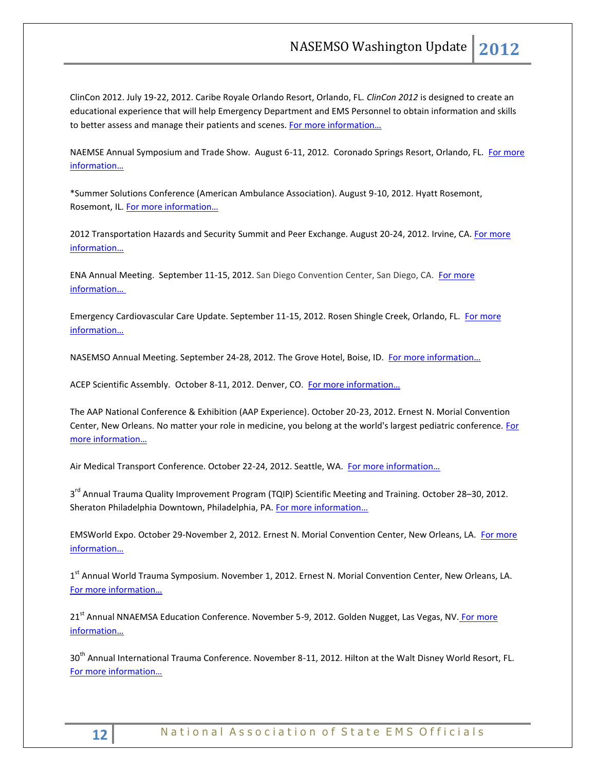ClinCon 2012. July 19-22, 2012. Caribe Royale Orlando Resort, Orlando, FL. *ClinCon 2012* is designed to create an educational experience that will help Emergency Department and EMS Personnel to obtain information and skills to better assess and manage their patients and scenes. For more information…

NAEMSE Annual Symposium and Trade Show. August 6-11, 2012. Coronado Springs Resort, Orlando, FL. For more information…

*Summer Solutions Conference (American Ambulance Association). August 9-10, 2012. Hyatt Rosemont, Rosemont, IL. For more information…

2012 Transportation Hazards and Security Summit and Peer Exchange. August 20-24, 2012. Irvine, CA. For more information…

ENA Annual Meeting. September 11-15, 2012. San Diego Convention Center, San Diego, CA. For more information…

Emergency Cardiovascular Care Update. September 11-15, 2012. Rosen Shingle Creek, Orlando, FL. For more information…

NASEMSO Annual Meeting. September 24-28, 2012. The Grove Hotel, Boise, ID. For more information…

ACEP Scientific Assembly. October 8-11, 2012. Denver, CO. For more information…

The AAP National Conference & Exhibition (AAP Experience). October 20-23, 2012. Ernest N. Morial Convention Center, New Orleans. No matter your role in medicine, you belong at the world's largest pediatric conference. For more information…

Air Medical Transport Conference. October 22-24, 2012. Seattle, WA. For more information…

3rd Annual Trauma Quality Improvement Program (TQIP) Scientific Meeting and Training. October 28–30, 2012. Sheraton Philadelphia Downtown, Philadelphia, PA. For more information…

EMSWorld Expo. October 29-November 2, 2012. Ernest N. Morial Convention Center, New Orleans, LA. For more information…

1st Annual World Trauma Symposium. November 1, 2012. Ernest N. Morial Convention Center, New Orleans, LA. For more information…

21st Annual NNAEMSA Education Conference. November 5-9, 2012. Golden Nugget, Las Vegas, NV. For more information…

30th Annual International Trauma Conference. November 8-11, 2012. Hilton at the Walt Disney World Resort, FL. For more information…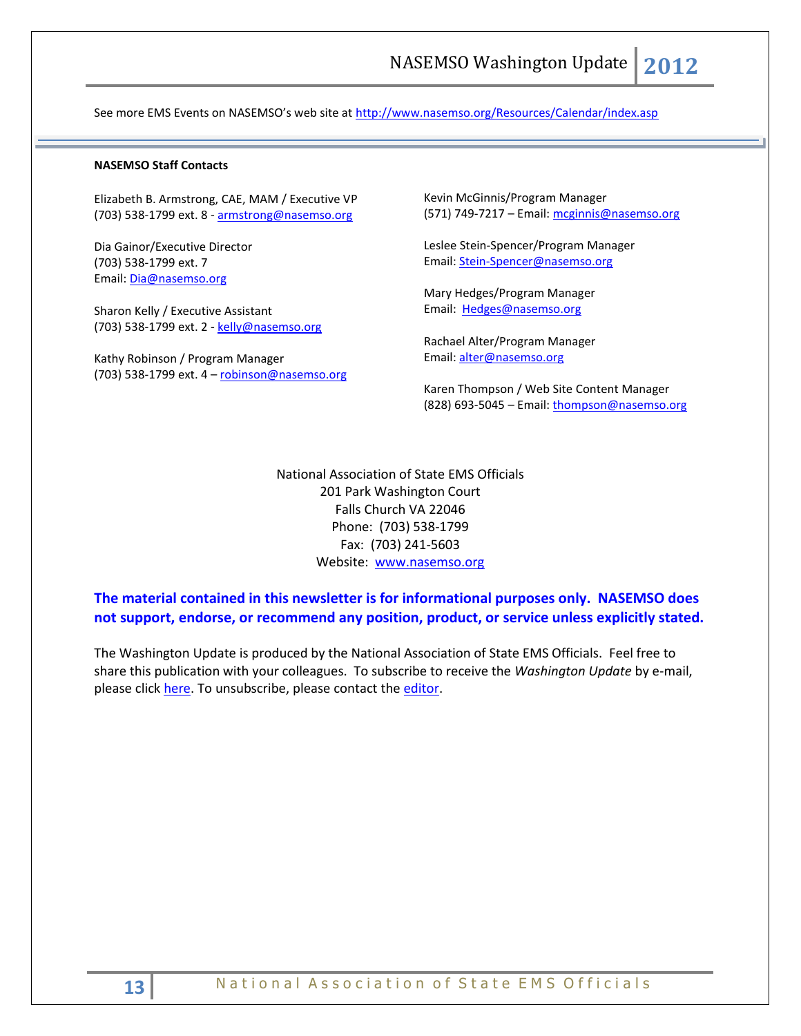See more EMS Events on NASEMSO's web site at [http://www.nasemso.org/Resources/Calendar/index.asp](http://www.nasemso.org/Resources/Calendar/index.asp)

**NASEMSO Staff Contacts**

Elizabeth B. Armstrong, CAE, MAM / Executive VP
(703) 538-1799 ext. 8 - armstrong@nasemso.org

Dia Gainor/Executive Director
(703) 538-1799 ext. 7
Email: Dia@nasemso.org

Sharon Kelly / Executive Assistant
(703) 538-1799 ext. 2 - kelly@nasemso.org

Kathy Robinson / Program Manager
(703) 538-1799 ext. 4 – robinson@nasemso.org

Kevin McGinnis/Program Manager
(571) 749-7217 – Email: mcginnis@nasemso.org

Leslee Stein-Spencer/Program Manager
Email: Stein-Spencer@nasemso.org

Mary Hedges/Program Manager
Email: Hedges@nasemso.org

Rachael Alter/Program Manager
Email: alter@nasemso.org

Karen Thompson / Web Site Content Manager
(828) 693-5045 – Email: thompson@nasemso.org

National Association of State EMS Officials
201 Park Washington Court
Falls Church VA 22046
Phone: (703) 538-1799
Fax: (703) 241-5603
Website: www.nasemso.org

**The material contained in this newsletter is for informational purposes only. NASEMSO does not support, endorse, or recommend any position, product, or service unless explicitly stated.**

The Washington Update is produced by the National Association of State EMS Officials. Feel free to share this publication with your colleagues. To subscribe to receive the *Washington Update* by e-mail, please click here. To unsubscribe, please contact the editor.